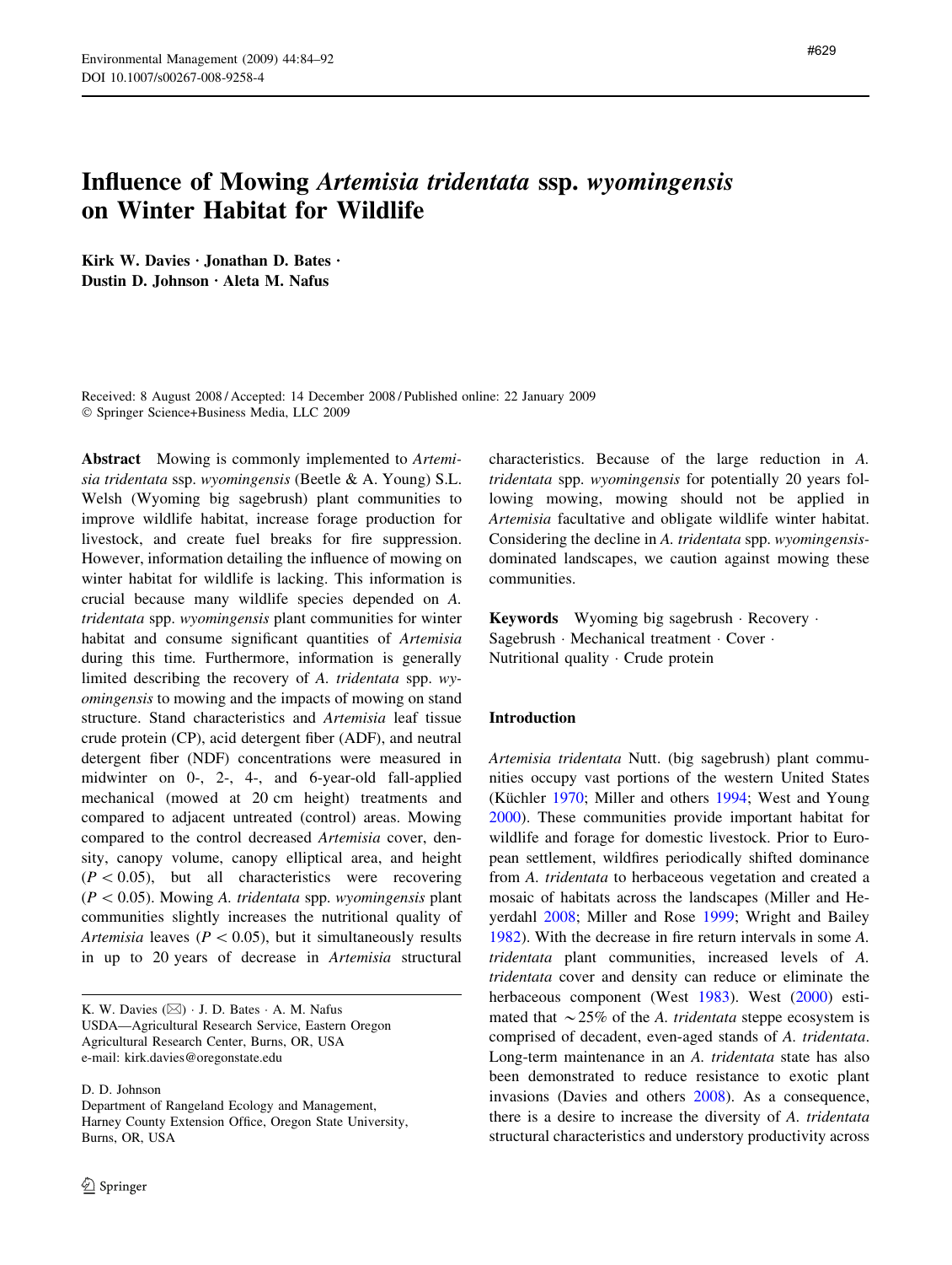# Influence of Mowing *Artemisia tridentata* ssp. *wyomingensis* on Winter Habitat for Wildlife

**Kirk W. Davies · Jonathan D. Bates · Dustin D. Johnson · Aleta M. Nafus**

Received: 8 August 2008 / Accepted: 14 December 2008 / Published online: 22 January 2009
© Springer Science+Business Media, LLC 2009

**Abstract** Mowing is commonly implemented to *Artemisia tridentata* ssp. *wyomingensis* (Beetle & A. Young) S.L. Welsh (Wyoming big sagebrush) plant communities to improve wildlife habitat, increase forage production for livestock, and create fuel breaks for fire suppression. However, information detailing the influence of mowing on winter habitat for wildlife is lacking. This information is crucial because many wildlife species depended on *A. tridentata* spp. *wyomingensis* plant communities for winter habitat and consume significant quantities of *Artemisia* during this time. Furthermore, information is generally limited describing the recovery of *A. tridentata* spp. *wyomingensis* to mowing and the impacts of mowing on stand structure. Stand characteristics and *Artemisia* leaf tissue crude protein (CP), acid detergent fiber (ADF), and neutral detergent fiber (NDF) concentrations were measured in midwinter on 0-, 2-, 4-, and 6-year-old fall-applied mechanical (mowed at 20 cm height) treatments and compared to adjacent untreated (control) areas. Mowing compared to the control decreased *Artemisia* cover, density, canopy volume, canopy elliptical area, and height ($P < 0.05$), but all characteristics were recovering ($P < 0.05$). Mowing *A. tridentata* spp. *wyomingensis* plant communities slightly increases the nutritional quality of *Artemisia* leaves ($P < 0.05$), but it simultaneously results in up to 20 years of decrease in *Artemisia* structural characteristics. Because of the large reduction in *A. tridentata* spp. *wyomingensis* for potentially 20 years following mowing, mowing should not be applied in *Artemisia* facultative and obligate wildlife winter habitat. Considering the decline in *A. tridentata* spp. *wyomingensis*-dominated landscapes, we caution against mowing these communities.

**Keywords** Wyoming big sagebrush · Recovery · Sagebrush · Mechanical treatment · Cover · Nutritional quality · Crude protein

K. W. Davies (✉) · J. D. Bates · A. M. Nafus
USDA—Agricultural Research Service, Eastern Oregon Agricultural Research Center, Burns, OR, USA
e-mail: kirk.davies@oregonstate.edu

D. D. Johnson
Department of Rangeland Ecology and Management, Harney County Extension Office, Oregon State University, Burns, OR, USA

## Introduction

*Artemisia tridentata* Nutt. (big sagebrush) plant communities occupy vast portions of the western United States (Küchler 1970; Miller and others 1994; West and Young 2000). These communities provide important habitat for wildlife and forage for domestic livestock. Prior to European settlement, wildfires periodically shifted dominance from *A. tridentata* to herbaceous vegetation and created a mosaic of habitats across the landscapes (Miller and Heyerdahl 2008; Miller and Rose 1999; Wright and Bailey 1982). With the decrease in fire return intervals in some *A. tridentata* plant communities, increased levels of *A. tridentata* cover and density can reduce or eliminate the herbaceous component (West 1983). West (2000) estimated that ~25% of the *A. tridentata* steppe ecosystem is comprised of decadent, even-aged stands of *A. tridentata*. Long-term maintenance in an *A. tridentata* state has also been demonstrated to reduce resistance to exotic plant invasions (Davies and others 2008). As a consequence, there is a desire to increase the diversity of *A. tridentata* structural characteristics and understory productivity across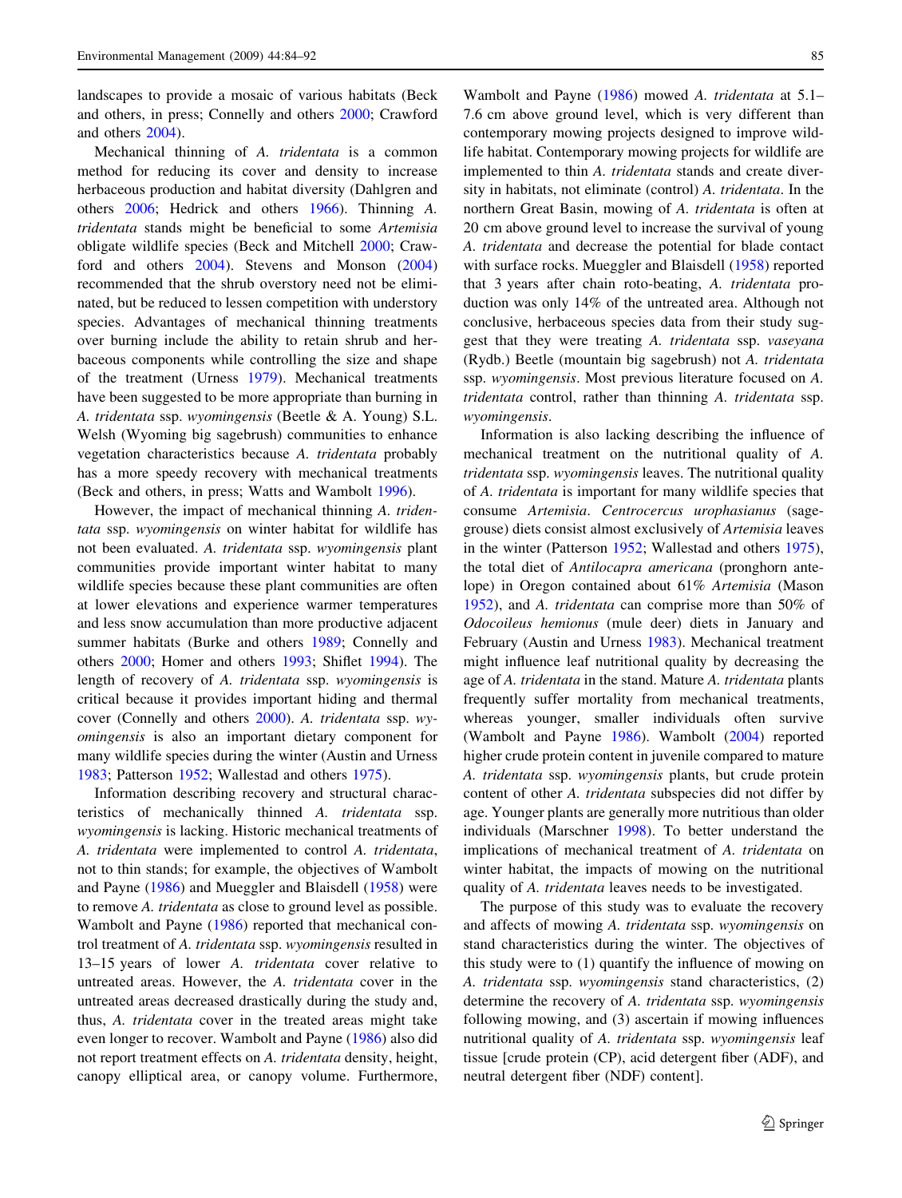landscapes to provide a mosaic of various habitats (Beck and others, in press; Connelly and others 2000; Crawford and others 2004).

Mechanical thinning of *A. tridentata* is a common method for reducing its cover and density to increase herbaceous production and habitat diversity (Dahlgren and others 2006; Hedrick and others 1966). Thinning *A. tridentata* stands might be beneficial to some *Artemisia* obligate wildlife species (Beck and Mitchell 2000; Crawford and others 2004). Stevens and Monson (2004) recommended that the shrub overstory need not be eliminated, but be reduced to lessen competition with understory species. Advantages of mechanical thinning treatments over burning include the ability to retain shrub and herbaceous components while controlling the size and shape of the treatment (Urness 1979). Mechanical treatments have been suggested to be more appropriate than burning in *A. tridentata* ssp. *wyomingensis* (Beetle & A. Young) S.L. Welsh (Wyoming big sagebrush) communities to enhance vegetation characteristics because *A. tridentata* probably has a more speedy recovery with mechanical treatments (Beck and others, in press; Watts and Wambolt 1996).

However, the impact of mechanical thinning *A. tridentata* ssp. *wyomingensis* on winter habitat for wildlife has not been evaluated. *A. tridentata* ssp. *wyomingensis* plant communities provide important winter habitat to many wildlife species because these plant communities are often at lower elevations and experience warmer temperatures and less snow accumulation than more productive adjacent summer habitats (Burke and others 1989; Connelly and others 2000; Homer and others 1993; Shiflet 1994). The length of recovery of *A. tridentata* ssp. *wyomingensis* is critical because it provides important hiding and thermal cover (Connelly and others 2000). *A. tridentata* ssp. *wyomingensis* is also an important dietary component for many wildlife species during the winter (Austin and Urness 1983; Patterson 1952; Wallestad and others 1975).

Information describing recovery and structural characteristics of mechanically thinned *A. tridentata* ssp. *wyomingensis* is lacking. Historic mechanical treatments of *A. tridentata* were implemented to control *A. tridentata*, not to thin stands; for example, the objectives of Wambolt and Payne (1986) and Mueggler and Blaisdell (1958) were to remove *A. tridentata* as close to ground level as possible. Wambolt and Payne (1986) reported that mechanical control treatment of *A. tridentata* ssp. *wyomingensis* resulted in 13–15 years of lower *A. tridentata* cover relative to untreated areas. However, the *A. tridentata* cover in the untreated areas decreased drastically during the study and, thus, *A. tridentata* cover in the treated areas might take even longer to recover. Wambolt and Payne (1986) also did not report treatment effects on *A. tridentata* density, height, canopy elliptical area, or canopy volume. Furthermore, Wambolt and Payne (1986) mowed *A. tridentata* at 5.1–7.6 cm above ground level, which is very different than contemporary mowing projects designed to improve wildlife habitat. Contemporary mowing projects for wildlife are implemented to thin *A. tridentata* stands and create diversity in habitats, not eliminate (control) *A. tridentata*. In the northern Great Basin, mowing of *A. tridentata* is often at 20 cm above ground level to increase the survival of young *A. tridentata* and decrease the potential for blade contact with surface rocks. Mueggler and Blaisdell (1958) reported that 3 years after chain roto-beating, *A. tridentata* production was only 14% of the untreated area. Although not conclusive, herbaceous species data from their study suggest that they were treating *A. tridentata* ssp. *vaseyana* (Rydb.) Beetle (mountain big sagebrush) not *A. tridentata* ssp. *wyomingensis*. Most previous literature focused on *A. tridentata* control, rather than thinning *A. tridentata* ssp. *wyomingensis*.

Information is also lacking describing the influence of mechanical treatment on the nutritional quality of *A. tridentata* ssp. *wyomingensis* leaves. The nutritional quality of *A. tridentata* is important for many wildlife species that consume *Artemisia*. *Centrocercus urophasianus* (sage-grouse) diets consist almost exclusively of *Artemisia* leaves in the winter (Patterson 1952; Wallestad and others 1975), the total diet of *Antilocapra americana* (pronghorn antelope) in Oregon contained about 61% *Artemisia* (Mason 1952), and *A. tridentata* can comprise more than 50% of *Odocoileus hemionus* (mule deer) diets in January and February (Austin and Urness 1983). Mechanical treatment might influence leaf nutritional quality by decreasing the age of *A. tridentata* in the stand. Mature *A. tridentata* plants frequently suffer mortality from mechanical treatments, whereas younger, smaller individuals often survive (Wambolt and Payne 1986). Wambolt (2004) reported higher crude protein content in juvenile compared to mature *A. tridentata* ssp. *wyomingensis* plants, but crude protein content of other *A. tridentata* subspecies did not differ by age. Younger plants are generally more nutritious than older individuals (Marschner 1998). To better understand the implications of mechanical treatment of *A. tridentata* on winter habitat, the impacts of mowing on the nutritional quality of *A. tridentata* leaves needs to be investigated.

The purpose of this study was to evaluate the recovery and affects of mowing *A. tridentata* ssp. *wyomingensis* on stand characteristics during the winter. The objectives of this study were to (1) quantify the influence of mowing on *A. tridentata* ssp. *wyomingensis* stand characteristics, (2) determine the recovery of *A. tridentata* ssp. *wyomingensis* following mowing, and (3) ascertain if mowing influences nutritional quality of *A. tridentata* ssp. *wyomingensis* leaf tissue [crude protein (CP), acid detergent fiber (ADF), and neutral detergent fiber (NDF) content].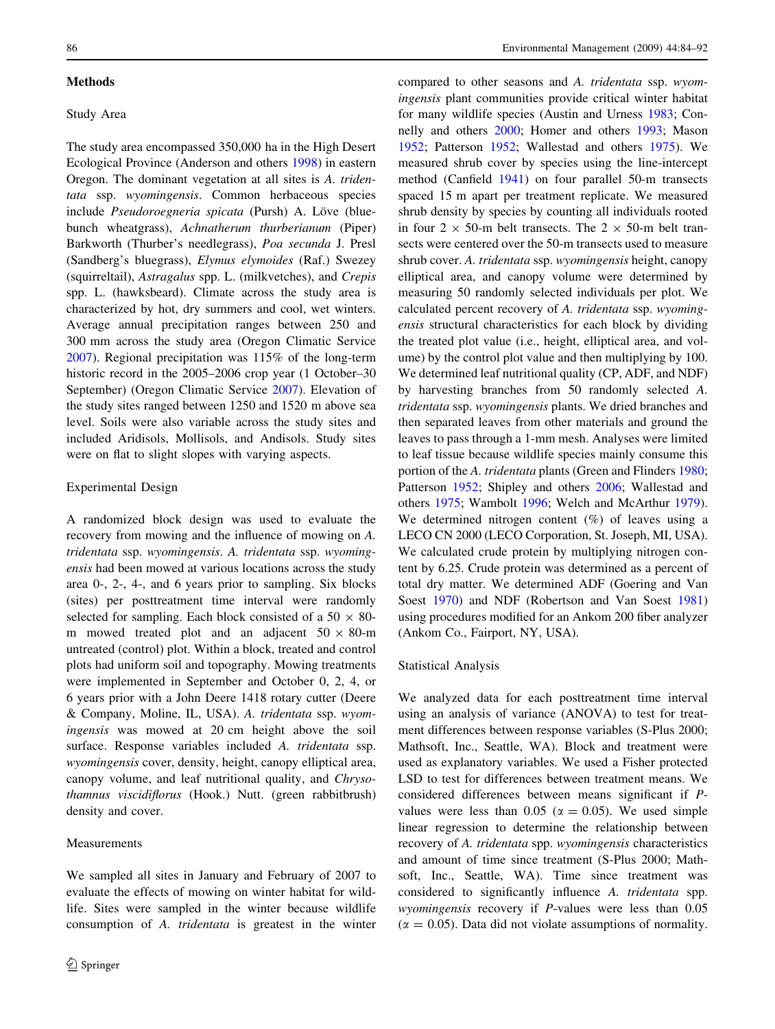## Methods

### Study Area

The study area encompassed 350,000 ha in the High Desert Ecological Province (Anderson and others 1998) in eastern Oregon. The dominant vegetation at all sites is *A. tridentata* ssp. *wyomingensis*. Common herbaceous species include *Pseudoroegneria spicata* (Pursh) A. Löve (bluebunch wheatgrass), *Achnatherum thurberianum* (Piper) Barkworth (Thurber's needlegrass), *Poa secunda* J. Presl (Sandberg's bluegrass), *Elymus elymoides* (Raf.) Swezey (squirreltail), *Astragalus* spp. L. (milkvetches), and *Crepis* spp. L. (hawksbeard). Climate across the study area is characterized by hot, dry summers and cool, wet winters. Average annual precipitation ranges between 250 and 300 mm across the study area (Oregon Climatic Service 2007). Regional precipitation was 115% of the long-term historic record in the 2005–2006 crop year (1 October–30 September) (Oregon Climatic Service 2007). Elevation of the study sites ranged between 1250 and 1520 m above sea level. Soils were also variable across the study sites and included Aridisols, Mollisols, and Andisols. Study sites were on flat to slight slopes with varying aspects.

### Experimental Design

A randomized block design was used to evaluate the recovery from mowing and the influence of mowing on *A. tridentata* ssp. *wyomingensis*. *A. tridentata* ssp. *wyomingensis* had been mowed at various locations across the study area 0-, 2-, 4-, and 6 years prior to sampling. Six blocks (sites) per posttreatment time interval were randomly selected for sampling. Each block consisted of a 50 × 80-m mowed treated plot and an adjacent 50 × 80-m untreated (control) plot. Within a block, treated and control plots had uniform soil and topography. Mowing treatments were implemented in September and October 0, 2, 4, or 6 years prior with a John Deere 1418 rotary cutter (Deere & Company, Moline, IL, USA). *A. tridentata* ssp. *wyomingensis* was mowed at 20 cm height above the soil surface. Response variables included *A. tridentata* ssp. *wyomingensis* cover, density, height, canopy elliptical area, canopy volume, and leaf nutritional quality, and *Chrysothamnus viscidiflorus* (Hook.) Nutt. (green rabbitbrush) density and cover.

### Measurements

We sampled all sites in January and February of 2007 to evaluate the effects of mowing on winter habitat for wildlife. Sites were sampled in the winter because wildlife consumption of *A. tridentata* is greatest in the winter compared to other seasons and *A. tridentata* ssp. *wyomingensis* plant communities provide critical winter habitat for many wildlife species (Austin and Urness 1983; Connelly and others 2000; Homer and others 1993; Mason 1952; Patterson 1952; Wallestad and others 1975). We measured shrub cover by species using the line-intercept method (Canfield 1941) on four parallel 50-m transects spaced 15 m apart per treatment replicate. We measured shrub density by species by counting all individuals rooted in four 2 × 50-m belt transects. The 2 × 50-m belt transects were centered over the 50-m transects used to measure shrub cover. *A. tridentata* ssp. *wyomingensis* height, canopy elliptical area, and canopy volume were determined by measuring 50 randomly selected individuals per plot. We calculated percent recovery of *A. tridentata* ssp. *wyomingensis* structural characteristics for each block by dividing the treated plot value (i.e., height, elliptical area, and volume) by the control plot value and then multiplying by 100. We determined leaf nutritional quality (CP, ADF, and NDF) by harvesting branches from 50 randomly selected *A. tridentata* ssp. *wyomingensis* plants. We dried branches and then separated leaves from other materials and ground the leaves to pass through a 1-mm mesh. Analyses were limited to leaf tissue because wildlife species mainly consume this portion of the *A. tridentata* plants (Green and Flinders 1980; Patterson 1952; Shipley and others 2006; Wallestad and others 1975; Wambolt 1996; Welch and McArthur 1979). We determined nitrogen content (%) of leaves using a LECO CN 2000 (LECO Corporation, St. Joseph, MI, USA). We calculated crude protein by multiplying nitrogen content by 6.25. Crude protein was determined as a percent of total dry matter. We determined ADF (Goering and Van Soest 1970) and NDF (Robertson and Van Soest 1981) using procedures modified for an Ankom 200 fiber analyzer (Ankom Co., Fairport, NY, USA).

### Statistical Analysis

We analyzed data for each posttreatment time interval using an analysis of variance (ANOVA) to test for treatment differences between response variables (S-Plus 2000; Mathsoft, Inc., Seattle, WA). Block and treatment were used as explanatory variables. We used a Fisher protected LSD to test for differences between treatment means. We considered differences between means significant if *P*-values were less than 0.05 ($\alpha = 0.05$). We used simple linear regression to determine the relationship between recovery of *A. tridentata* spp. *wyomingensis* characteristics and amount of time since treatment (S-Plus 2000; Mathsoft, Inc., Seattle, WA). Time since treatment was considered to significantly influence *A. tridentata* spp. *wyomingensis* recovery if *P*-values were less than 0.05 ($\alpha = 0.05$). Data did not violate assumptions of normality.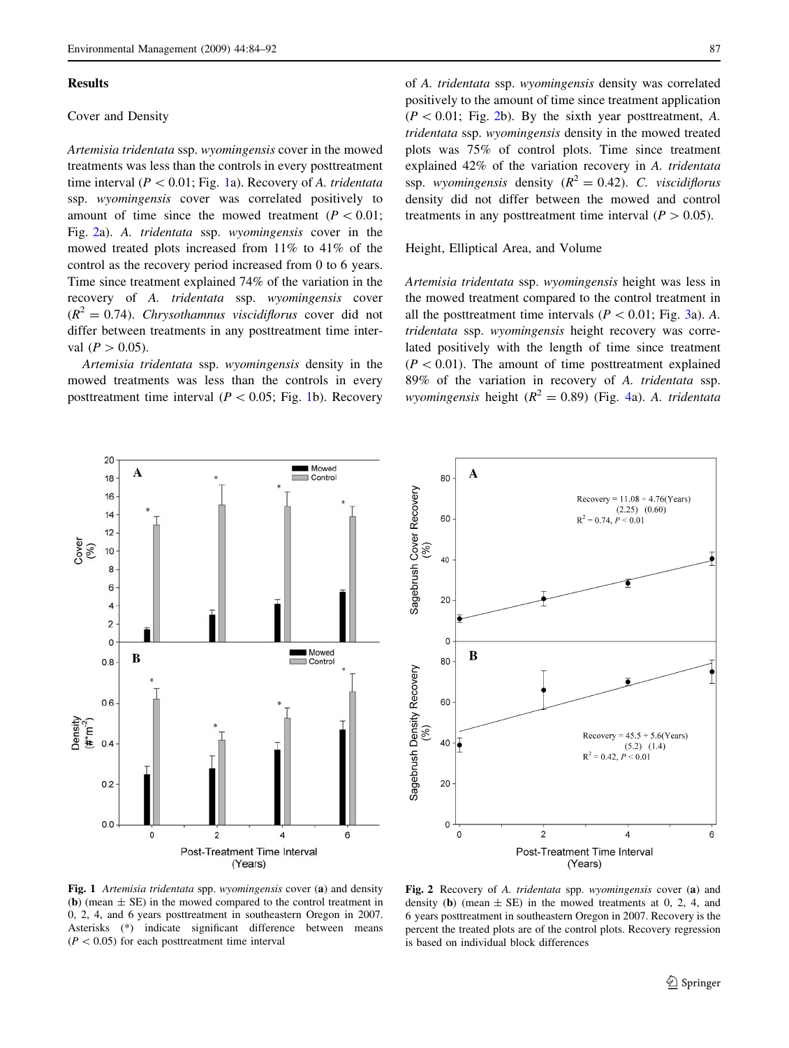## Results

### Cover and Density

*Artemisia tridentata* ssp. *wyomingensis* cover in the mowed treatments was less than the controls in every posttreatment time interval ($P < 0.01$; Fig. 1a). Recovery of *A. tridentata* ssp. *wyomingensis* cover was correlated positively to amount of time since the mowed treatment ($P < 0.01$; Fig. 2a). *A. tridentata* ssp. *wyomingensis* cover in the mowed treated plots increased from 11% to 41% of the control as the recovery period increased from 0 to 6 years. Time since treatment explained 74% of the variation in the recovery of *A. tridentata* ssp. *wyomingensis* cover ($R^2 = 0.74$). *Chrysothamnus viscidiflorus* cover did not differ between treatments in any posttreatment time interval ($P > 0.05$).

*Artemisia tridentata* ssp. *wyomingensis* density in the mowed treatments was less than the controls in every posttreatment time interval ($P < 0.05$; Fig. 1b). Recovery of *A. tridentata* ssp. *wyomingensis* density was correlated positively to the amount of time since treatment application ($P < 0.01$; Fig. 2b). By the sixth year posttreatment, *A. tridentata* ssp. *wyomingensis* density in the mowed treated plots was 75% of control plots. Time since treatment explained 42% of the variation recovery in *A. tridentata* ssp. *wyomingensis* density ($R^2 = 0.42$). *C. viscidiflorus* density did not differ between the mowed and control treatments in any posttreatment time interval ($P > 0.05$).

### Height, Elliptical Area, and Volume

*Artemisia tridentata* ssp. *wyomingensis* height was less in the mowed treatment compared to the control treatment in all the posttreatment time intervals ($P < 0.01$; Fig. 3a). *A. tridentata* ssp. *wyomingensis* height recovery was correlated positively with the length of time since treatment ($P < 0.01$). The amount of time posttreatment explained 89% of the variation in recovery of *A. tridentata* ssp. *wyomingensis* height ($R^2 = 0.89$) (Fig. 4a). *A. tridentata*

**Fig. 1** *Artemisia tridentata* spp. *wyomingensis* cover (**a**) and density (**b**) (mean ± SE) in the mowed compared to the control treatment in 0, 2, 4, and 6 years posttreatment in southeastern Oregon in 2007. Asterisks (*) indicate significant difference between means ($P < 0.05$) for each posttreatment time interval

**Fig. 2** Recovery of *A. tridentata* spp. *wyomingensis* cover (**a**) and density (**b**) (mean ± SE) in the mowed treatments at 0, 2, 4, and 6 years posttreatment in southeastern Oregon in 2007. Recovery is the percent the treated plots are of the control plots. Recovery regression is based on individual block differences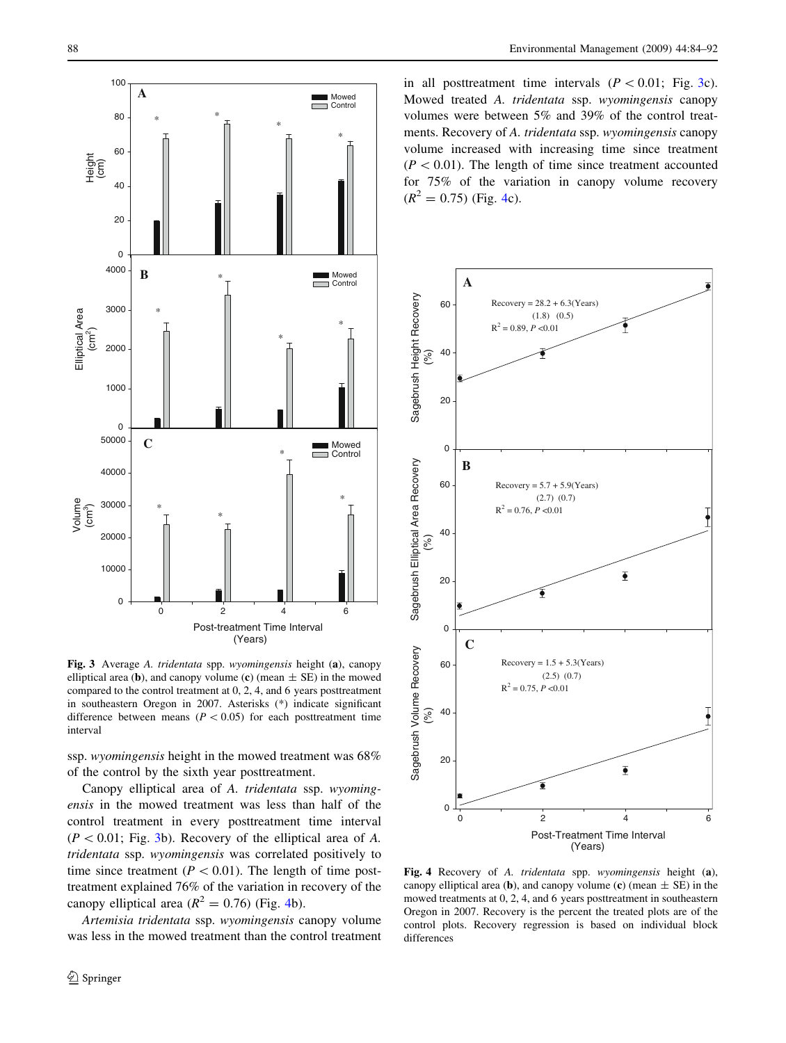Fig. 3 Average *A. tridentata* spp. *wyomingensis* height (**a**), canopy elliptical area (**b**), and canopy volume (**c**) (mean ± SE) in the mowed compared to the control treatment at 0, 2, 4, and 6 years posttreatment in southeastern Oregon in 2007. Asterisks (*) indicate significant difference between means ($P < 0.05$) for each posttreatment time interval

ssp. *wyomingensis* height in the mowed treatment was 68% of the control by the sixth year posttreatment.

Canopy elliptical area of *A. tridentata* ssp. *wyomingensis* in the mowed treatment was less than half of the control treatment in every posttreatment time interval ($P < 0.01$; Fig. 3b). Recovery of the elliptical area of *A. tridentata* ssp. *wyomingensis* was correlated positively to time since treatment ($P < 0.01$). The length of time posttreatment explained 76% of the variation in recovery of the canopy elliptical area ($R^2 = 0.76$) (Fig. 4b).

*Artemisia tridentata* ssp. *wyomingensis* canopy volume was less in the mowed treatment than the control treatment in all posttreatment time intervals ($P < 0.01$; Fig. 3c). Mowed treated *A. tridentata* ssp. *wyomingensis* canopy volumes were between 5% and 39% of the control treatments. Recovery of *A. tridentata* ssp. *wyomingensis* canopy volume increased with increasing time since treatment ($P < 0.01$). The length of time since treatment accounted for 75% of the variation in canopy volume recovery ($R^2 = 0.75$) (Fig. 4c).

Fig. 4 Recovery of *A. tridentata* spp. *wyomingensis* height (**a**), canopy elliptical area (**b**), and canopy volume (**c**) (mean ± SE) in the mowed treatments at 0, 2, 4, and 6 years posttreatment in southeastern Oregon in 2007. Recovery is the percent the treated plots are of the control plots. Recovery regression is based on individual block differences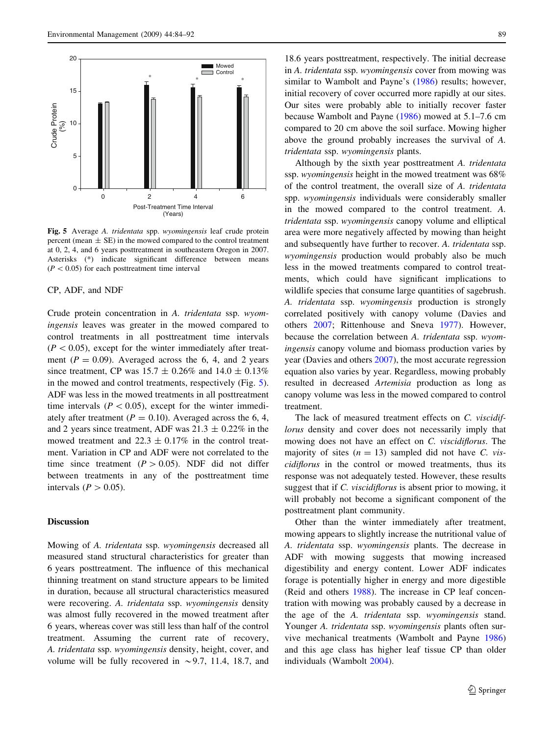Fig. 5 Average *A. tridentata* spp. *wyomingensis* leaf crude protein percent (mean ± SE) in the mowed compared to the control treatment at 0, 2, 4, and 6 years posttreatment in southeastern Oregon in 2007. Asterisks (*) indicate significant difference between means ($P < 0.05$) for each posttreatment time interval

CP, ADF, and NDF

Crude protein concentration in *A. tridentata* ssp. *wyomingensis* leaves was greater in the mowed compared to control treatments in all posttreatment time intervals ($P < 0.05$), except for the winter immediately after treatment ($P = 0.09$). Averaged across the 6, 4, and 2 years since treatment, CP was 15.7 ± 0.26% and 14.0 ± 0.13% in the mowed and control treatments, respectively (Fig. 5). ADF was less in the mowed treatments in all posttreatment time intervals ($P < 0.05$), except for the winter immediately after treatment ($P = 0.10$). Averaged across the 6, 4, and 2 years since treatment, ADF was 21.3 ± 0.22% in the mowed treatment and 22.3 ± 0.17% in the control treatment. Variation in CP and ADF were not correlated to the time since treatment ($P > 0.05$). NDF did not differ between treatments in any of the posttreatment time intervals ($P > 0.05$).

## Discussion

Mowing of *A. tridentata* ssp. *wyomingensis* decreased all measured stand structural characteristics for greater than 6 years posttreatment. The influence of this mechanical thinning treatment on stand structure appears to be limited in duration, because all structural characteristics measured were recovering. *A. tridentata* ssp. *wyomingensis* density was almost fully recovered in the mowed treatment after 6 years, whereas cover was still less than half of the control treatment. Assuming the current rate of recovery, *A. tridentata* ssp. *wyomingensis* density, height, cover, and volume will be fully recovered in ~9.7, 11.4, 18.7, and 18.6 years posttreatment, respectively. The initial decrease in *A. tridentata* ssp. *wyomingensis* cover from mowing was similar to Wambolt and Payne's (1986) results; however, initial recovery of cover occurred more rapidly at our sites. Our sites were probably able to initially recover faster because Wambolt and Payne (1986) mowed at 5.1–7.6 cm compared to 20 cm above the soil surface. Mowing higher above the ground probably increases the survival of *A. tridentata* ssp. *wyomingensis* plants.

Although by the sixth year posttreatment *A. tridentata* ssp. *wyomingensis* height in the mowed treatment was 68% of the control treatment, the overall size of *A. tridentata* spp. *wyomingensis* individuals were considerably smaller in the mowed compared to the control treatment. *A. tridentata* ssp. *wyomingensis* canopy volume and elliptical area were more negatively affected by mowing than height and subsequently have further to recover. *A. tridentata* ssp. *wyomingensis* production would probably also be much less in the mowed treatments compared to control treatments, which could have significant implications to wildlife species that consume large quantities of sagebrush. *A. tridentata* ssp. *wyomingensis* production is strongly correlated positively with canopy volume (Davies and others 2007; Rittenhouse and Sneva 1977). However, because the correlation between *A. tridentata* ssp. *wyomingensis* canopy volume and biomass production varies by year (Davies and others 2007), the most accurate regression equation also varies by year. Regardless, mowing probably resulted in decreased *Artemisia* production as long as canopy volume was less in the mowed compared to control treatment.

The lack of measured treatment effects on *C. viscidiflorus* density and cover does not necessarily imply that mowing does not have an effect on *C. viscidiflorus*. The majority of sites ($n = 13$) sampled did not have *C. viscidiflorus* in the control or mowed treatments, thus its response was not adequately tested. However, these results suggest that if *C. viscidiflorus* is absent prior to mowing, it will probably not become a significant component of the posttreatment plant community.

Other than the winter immediately after treatment, mowing appears to slightly increase the nutritional value of *A. tridentata* ssp. *wyomingensis* plants. The decrease in ADF with mowing suggests that mowing increased digestibility and energy content. Lower ADF indicates forage is potentially higher in energy and more digestible (Reid and others 1988). The increase in CP leaf concentration with mowing was probably caused by a decrease in the age of the *A. tridentata* ssp. *wyomingensis* stand. Younger *A. tridentata* ssp. *wyomingensis* plants often survive mechanical treatments (Wambolt and Payne 1986) and this age class has higher leaf tissue CP than older individuals (Wambolt 2004).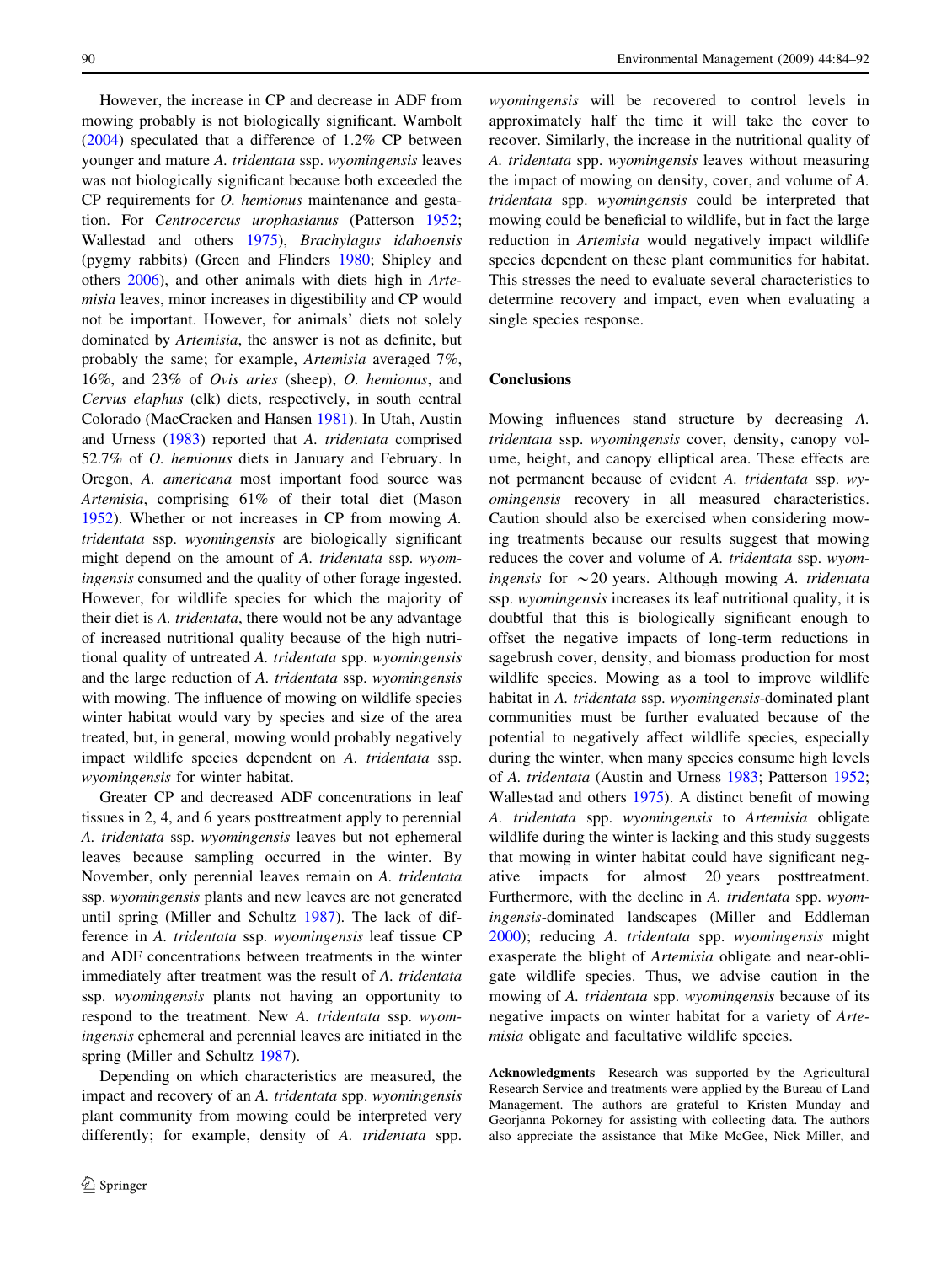However, the increase in CP and decrease in ADF from mowing probably is not biologically significant. Wambolt (2004) speculated that a difference of 1.2% CP between younger and mature *A. tridentata* ssp. *wyomingensis* leaves was not biologically significant because both exceeded the CP requirements for *O. hemionus* maintenance and gestation. For *Centrocercus urophasianus* (Patterson 1952; Wallestad and others 1975), *Brachylagus idahoensis* (pygmy rabbits) (Green and Flinders 1980; Shipley and others 2006), and other animals with diets high in *Artemisia* leaves, minor increases in digestibility and CP would not be important. However, for animals' diets not solely dominated by *Artemisia*, the answer is not as definite, but probably the same; for example, *Artemisia* averaged 7%, 16%, and 23% of *Ovis aries* (sheep), *O. hemionus*, and *Cervus elaphus* (elk) diets, respectively, in south central Colorado (MacCracken and Hansen 1981). In Utah, Austin and Urness (1983) reported that *A. tridentata* comprised 52.7% of *O. hemionus* diets in January and February. In Oregon, *A. americana* most important food source was *Artemisia*, comprising 61% of their total diet (Mason 1952). Whether or not increases in CP from mowing *A. tridentata* ssp. *wyomingensis* are biologically significant might depend on the amount of *A. tridentata* ssp. *wyomingensis* consumed and the quality of other forage ingested. However, for wildlife species for which the majority of their diet is *A. tridentata*, there would not be any advantage of increased nutritional quality because of the high nutritional quality of untreated *A. tridentata* spp. *wyomingensis* and the large reduction of *A. tridentata* ssp. *wyomingensis* with mowing. The influence of mowing on wildlife species winter habitat would vary by species and size of the area treated, but, in general, mowing would probably negatively impact wildlife species dependent on *A. tridentata* ssp. *wyomingensis* for winter habitat.

Greater CP and decreased ADF concentrations in leaf tissues in 2, 4, and 6 years posttreatment apply to perennial *A. tridentata* ssp. *wyomingensis* leaves but not ephemeral leaves because sampling occurred in the winter. By November, only perennial leaves remain on *A. tridentata* ssp. *wyomingensis* plants and new leaves are not generated until spring (Miller and Schultz 1987). The lack of difference in *A. tridentata* ssp. *wyomingensis* leaf tissue CP and ADF concentrations between treatments in the winter immediately after treatment was the result of *A. tridentata* ssp. *wyomingensis* plants not having an opportunity to respond to the treatment. New *A. tridentata* ssp. *wyomingensis* ephemeral and perennial leaves are initiated in the spring (Miller and Schultz 1987).

Depending on which characteristics are measured, the impact and recovery of an *A. tridentata* spp. *wyomingensis* plant community from mowing could be interpreted very differently; for example, density of *A. tridentata* spp. *wyomingensis* will be recovered to control levels in approximately half the time it will take the cover to recover. Similarly, the increase in the nutritional quality of *A. tridentata* spp. *wyomingensis* leaves without measuring the impact of mowing on density, cover, and volume of *A. tridentata* spp. *wyomingensis* could be interpreted that mowing could be beneficial to wildlife, but in fact the large reduction in *Artemisia* would negatively impact wildlife species dependent on these plant communities for habitat. This stresses the need to evaluate several characteristics to determine recovery and impact, even when evaluating a single species response.

## Conclusions

Mowing influences stand structure by decreasing *A. tridentata* ssp. *wyomingensis* cover, density, canopy volume, height, and canopy elliptical area. These effects are not permanent because of evident *A. tridentata* ssp. *wyomingensis* recovery in all measured characteristics. Caution should also be exercised when considering mowing treatments because our results suggest that mowing reduces the cover and volume of *A. tridentata* ssp. *wyomingensis* for ~20 years. Although mowing *A. tridentata* ssp. *wyomingensis* increases its leaf nutritional quality, it is doubtful that this is biologically significant enough to offset the negative impacts of long-term reductions in sagebrush cover, density, and biomass production for most wildlife species. Mowing as a tool to improve wildlife habitat in *A. tridentata* ssp. *wyomingensis*-dominated plant communities must be further evaluated because of the potential to negatively affect wildlife species, especially during the winter, when many species consume high levels of *A. tridentata* (Austin and Urness 1983; Patterson 1952; Wallestad and others 1975). A distinct benefit of mowing *A. tridentata* spp. *wyomingensis* to *Artemisia* obligate wildlife during the winter is lacking and this study suggests that mowing in winter habitat could have significant negative impacts for almost 20 years posttreatment. Furthermore, with the decline in *A. tridentata* spp. *wyomingensis*-dominated landscapes (Miller and Eddleman 2000); reducing *A. tridentata* spp. *wyomingensis* might exasperate the blight of *Artemisia* obligate and near-obligate wildlife species. Thus, we advise caution in the mowing of *A. tridentata* spp. *wyomingensis* because of its negative impacts on winter habitat for a variety of *Artemisia* obligate and facultative wildlife species.

**Acknowledgments** Research was supported by the Agricultural Research Service and treatments were applied by the Bureau of Land Management. The authors are grateful to Kristen Munday and Georjanna Pokorney for assisting with collecting data. The authors also appreciate the assistance that Mike McGee, Nick Miller, and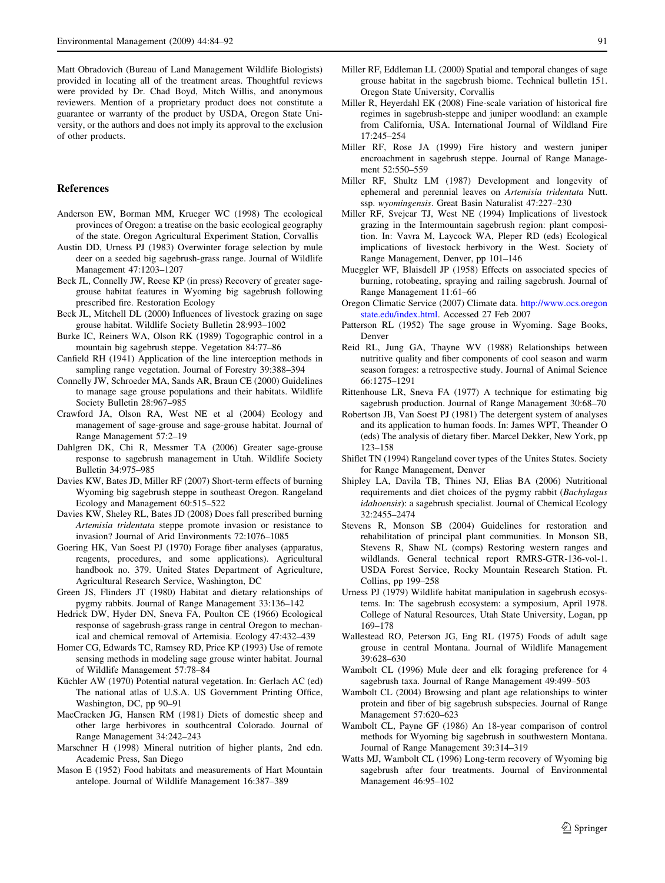Matt Obradovich (Bureau of Land Management Wildlife Biologists) provided in locating all of the treatment areas. Thoughtful reviews were provided by Dr. Chad Boyd, Mitch Willis, and anonymous reviewers. Mention of a proprietary product does not constitute a guarantee or warranty of the product by USDA, Oregon State University, or the authors and does not imply its approval to the exclusion of other products.

## References

Anderson EW, Borman MM, Krueger WC (1998) The ecological provinces of Oregon: a treatise on the basic ecological geography of the state. Oregon Agricultural Experiment Station, Corvallis

Austin DD, Urness PJ (1983) Overwinter forage selection by mule deer on a seeded big sagebrush-grass range. Journal of Wildlife Management 47:1203–1207

Beck JL, Connelly JW, Reese KP (in press) Recovery of greater sage-grouse habitat features in Wyoming big sagebrush following prescribed fire. Restoration Ecology

Beck JL, Mitchell DL (2000) Influences of livestock grazing on sage grouse habitat. Wildlife Society Bulletin 28:993–1002

Burke IC, Reiners WA, Olson RK (1989) Togographic control in a mountain big sagebrush steppe. Vegetation 84:77–86

Canfield RH (1941) Application of the line interception methods in sampling range vegetation. Journal of Forestry 39:388–394

Connelly JW, Schroeder MA, Sands AR, Braun CE (2000) Guidelines to manage sage grouse populations and their habitats. Wildlife Society Bulletin 28:967–985

Crawford JA, Olson RA, West NE et al (2004) Ecology and management of sage-grouse and sage-grouse habitat. Journal of Range Management 57:2–19

Dahlgren DK, Chi R, Messmer TA (2006) Greater sage-grouse response to sagebrush management in Utah. Wildlife Society Bulletin 34:975–985

Davies KW, Bates JD, Miller RF (2007) Short-term effects of burning Wyoming big sagebrush steppe in southeast Oregon. Rangeland Ecology and Management 60:515–522

Davies KW, Sheley RL, Bates JD (2008) Does fall prescribed burning *Artemisia tridentata* steppe promote invasion or resistance to invasion? Journal of Arid Environments 72:1076–1085

Goering HK, Van Soest PJ (1970) Forage fiber analyses (apparatus, reagents, procedures, and some applications). Agricultural handbook no. 379. United States Department of Agriculture, Agricultural Research Service, Washington, DC

Green JS, Flinders JT (1980) Habitat and dietary relationships of pygmy rabbits. Journal of Range Management 33:136–142

Hedrick DW, Hyder DN, Sneva FA, Poulton CE (1966) Ecological response of sagebrush-grass range in central Oregon to mechanical and chemical removal of Artemisia. Ecology 47:432–439

Homer CG, Edwards TC, Ramsey RD, Price KP (1993) Use of remote sensing methods in modeling sage grouse winter habitat. Journal of Wildlife Management 57:78–84

Küchler AW (1970) Potential natural vegetation. In: Gerlach AC (ed) The national atlas of U.S.A. US Government Printing Office, Washington, DC, pp 90–91

MacCracken JG, Hansen RM (1981) Diets of domestic sheep and other large herbivores in southcentral Colorado. Journal of Range Management 34:242–243

Marschner H (1998) Mineral nutrition of higher plants, 2nd edn. Academic Press, San Diego

Mason E (1952) Food habitats and measurements of Hart Mountain antelope. Journal of Wildlife Management 16:387–389

Miller RF, Eddleman LL (2000) Spatial and temporal changes of sage grouse habitat in the sagebrush biome. Technical bulletin 151. Oregon State University, Corvallis

Miller R, Heyerdahl EK (2008) Fine-scale variation of historical fire regimes in sagebrush-steppe and juniper woodland: an example from California, USA. International Journal of Wildland Fire 17:245–254

Miller RF, Rose JA (1999) Fire history and western juniper encroachment in sagebrush steppe. Journal of Range Management 52:550–559

Miller RF, Shultz LM (1987) Development and longevity of ephemeral and perennial leaves on *Artemisia tridentata* Nutt. ssp. *wyomingensis*. Great Basin Naturalist 47:227–230

Miller RF, Svejcar TJ, West NE (1994) Implications of livestock grazing in the Intermountain sagebrush region: plant composition. In: Vavra M, Laycock WA, Pleper RD (eds) Ecological implications of livestock herbivory in the West. Society of Range Management, Denver, pp 101–146

Mueggler WF, Blaisdell JP (1958) Effects on associated species of burning, rotobeating, spraying and railing sagebrush. Journal of Range Management 11:61–66

Oregon Climatic Service (2007) Climate data. http://www.ocs.oregonstate.edu/index.html. Accessed 27 Feb 2007

Patterson RL (1952) The sage grouse in Wyoming. Sage Books, Denver

Reid RL, Jung GA, Thayne WV (1988) Relationships between nutritive quality and fiber components of cool season and warm season forages: a retrospective study. Journal of Animal Science 66:1275–1291

Rittenhouse LR, Sneva FA (1977) A technique for estimating big sagebrush production. Journal of Range Management 30:68–70

Robertson JB, Van Soest PJ (1981) The detergent system of analyses and its application to human foods. In: James WPT, Theander O (eds) The analysis of dietary fiber. Marcel Dekker, New York, pp 123–158

Shiflet TN (1994) Rangeland cover types of the Unites States. Society for Range Management, Denver

Shipley LA, Davila TB, Thines NJ, Elias BA (2006) Nutritional requirements and diet choices of the pygmy rabbit (*Bachylagus idahoensis*): a sagebrush specialist. Journal of Chemical Ecology 32:2455–2474

Stevens R, Monson SB (2004) Guidelines for restoration and rehabilitation of principal plant communities. In Monson SB, Stevens R, Shaw NL (comps) Restoring western ranges and wildlands. General technical report RMRS-GTR-136-vol-1. USDA Forest Service, Rocky Mountain Research Station. Ft. Collins, pp 199–258

Urness PJ (1979) Wildlife habitat manipulation in sagebrush ecosystems. In: The sagebrush ecosystem: a symposium, April 1978. College of Natural Resources, Utah State University, Logan, pp 169–178

Wallestead RO, Peterson JG, Eng RL (1975) Foods of adult sage grouse in central Montana. Journal of Wildlife Management 39:628–630

Wambolt CL (1996) Mule deer and elk foraging preference for 4 sagebrush taxa. Journal of Range Management 49:499–503

Wambolt CL (2004) Browsing and plant age relationships to winter protein and fiber of big sagebrush subspecies. Journal of Range Management 57:620–623

Wambolt CL, Payne GF (1986) An 18-year comparison of control methods for Wyoming big sagebrush in southwestern Montana. Journal of Range Management 39:314–319

Watts MJ, Wambolt CL (1996) Long-term recovery of Wyoming big sagebrush after four treatments. Journal of Environmental Management 46:95–102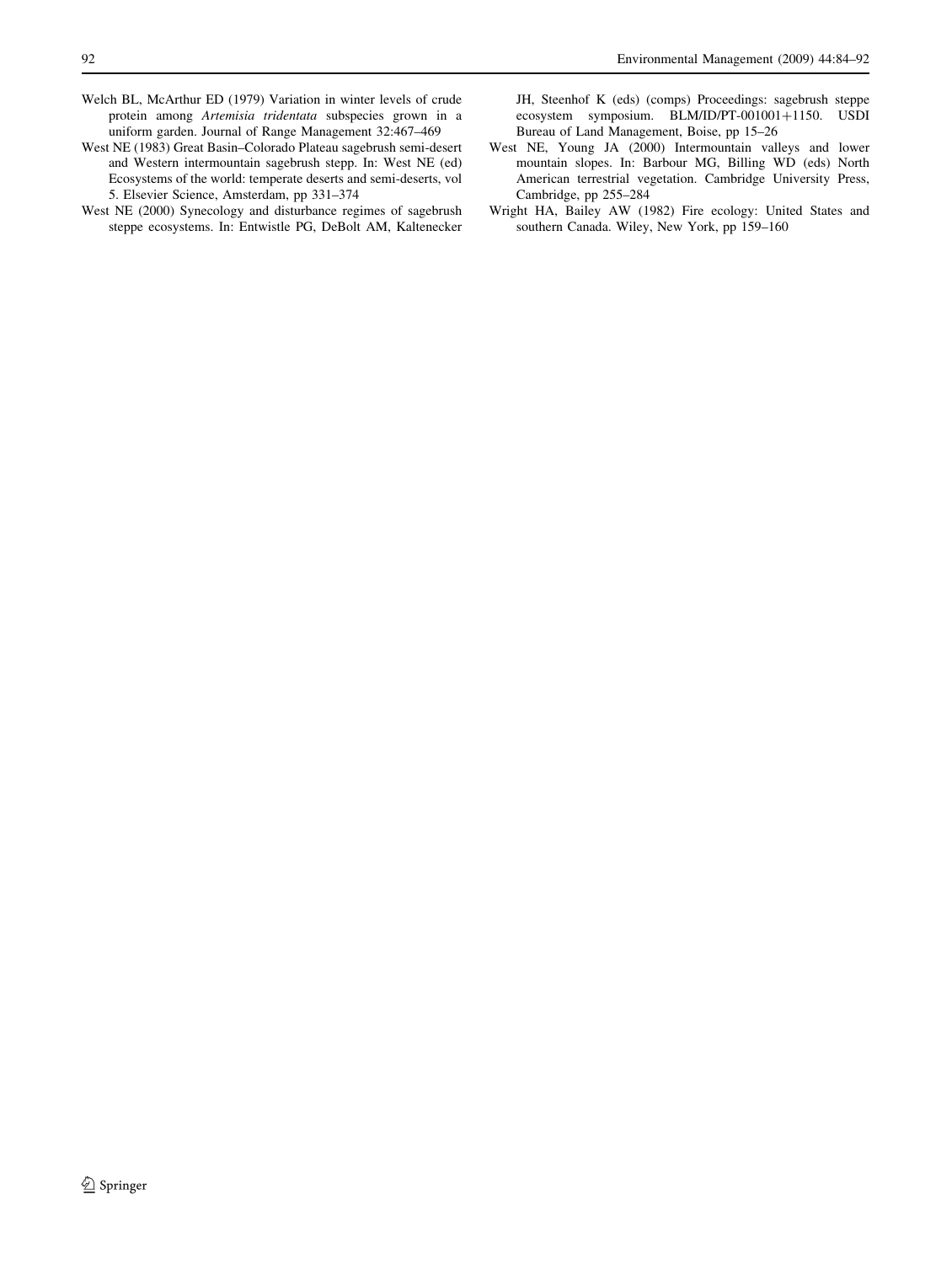Welch BL, McArthur ED (1979) Variation in winter levels of crude protein among *Artemisia tridentata* subspecies grown in a uniform garden. Journal of Range Management 32:467–469

West NE (1983) Great Basin–Colorado Plateau sagebrush semi-desert and Western intermountain sagebrush stepp. In: West NE (ed) Ecosystems of the world: temperate deserts and semi-deserts, vol 5. Elsevier Science, Amsterdam, pp 331–374

West NE (2000) Synecology and disturbance regimes of sagebrush steppe ecosystems. In: Entwistle PG, DeBolt AM, Kaltenecker JH, Steenhof K (eds) (comps) Proceedings: sagebrush steppe ecosystem symposium. BLM/ID/PT-001001+1150. USDI Bureau of Land Management, Boise, pp 15–26

West NE, Young JA (2000) Intermountain valleys and lower mountain slopes. In: Barbour MG, Billing WD (eds) North American terrestrial vegetation. Cambridge University Press, Cambridge, pp 255–284

Wright HA, Bailey AW (1982) Fire ecology: United States and southern Canada. Wiley, New York, pp 159–160